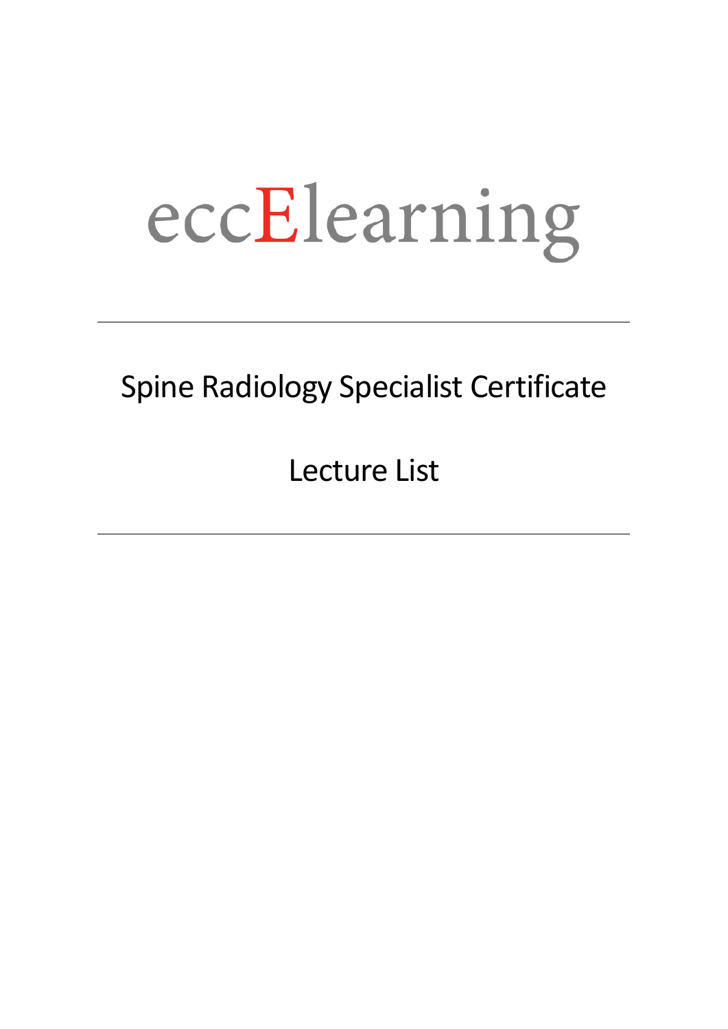# eccElearning

---

## Spine Radiology Specialist Certificate

## Lecture List

---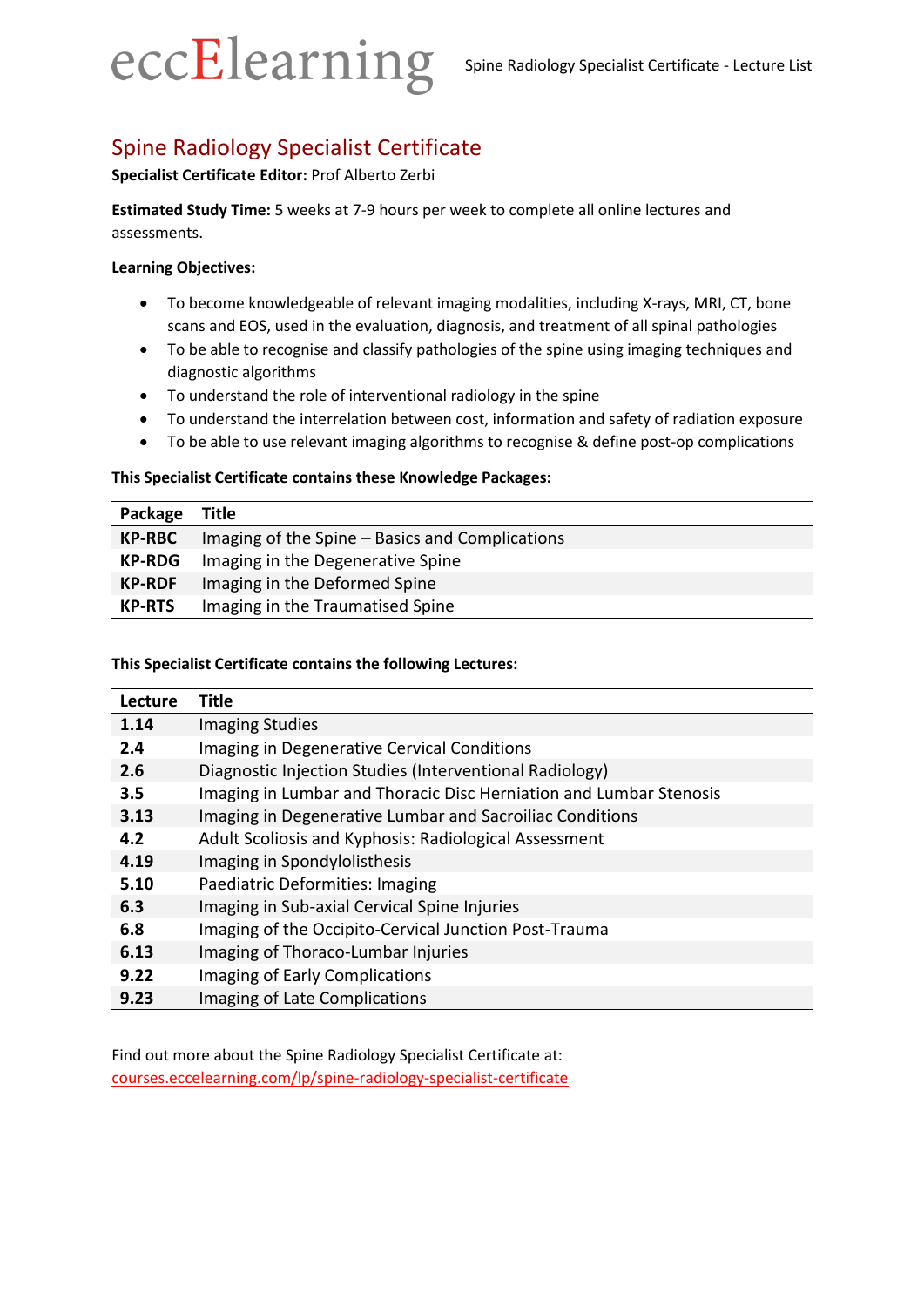# Spine Radiology Specialist Certificate

**Specialist Certificate Editor:** Prof Alberto Zerbi

**Estimated Study Time:** 5 weeks at 7-9 hours per week to complete all online lectures and assessments.

**Learning Objectives:**

- To become knowledgeable of relevant imaging modalities, including X-rays, MRI, CT, bone scans and EOS, used in the evaluation, diagnosis, and treatment of all spinal pathologies
- To be able to recognise and classify pathologies of the spine using imaging techniques and diagnostic algorithms
- To understand the role of interventional radiology in the spine
- To understand the interrelation between cost, information and safety of radiation exposure
- To be able to use relevant imaging algorithms to recognise & define post-op complications

**This Specialist Certificate contains these Knowledge Packages:**

| Package | Title |
|---|---|
| **KP-RBC** | Imaging of the Spine – Basics and Complications |
| **KP-RDG** | Imaging in the Degenerative Spine |
| **KP-RDF** | Imaging in the Deformed Spine |
| **KP-RTS** | Imaging in the Traumatised Spine |

**This Specialist Certificate contains the following Lectures:**

| Lecture | Title |
|---|---|
| **1.14** | Imaging Studies |
| **2.4** | Imaging in Degenerative Cervical Conditions |
| **2.6** | Diagnostic Injection Studies (Interventional Radiology) |
| **3.5** | Imaging in Lumbar and Thoracic Disc Herniation and Lumbar Stenosis |
| **3.13** | Imaging in Degenerative Lumbar and Sacroiliac Conditions |
| **4.2** | Adult Scoliosis and Kyphosis: Radiological Assessment |
| **4.19** | Imaging in Spondylolisthesis |
| **5.10** | Paediatric Deformities: Imaging |
| **6.3** | Imaging in Sub-axial Cervical Spine Injuries |
| **6.8** | Imaging of the Occipito-Cervical Junction Post-Trauma |
| **6.13** | Imaging of Thoraco-Lumbar Injuries |
| **9.22** | Imaging of Early Complications |
| **9.23** | Imaging of Late Complications |

Find out more about the Spine Radiology Specialist Certificate at:
[courses.eccelearning.com/lp/spine-radiology-specialist-certificate](courses.eccelearning.com/lp/spine-radiology-specialist-certificate)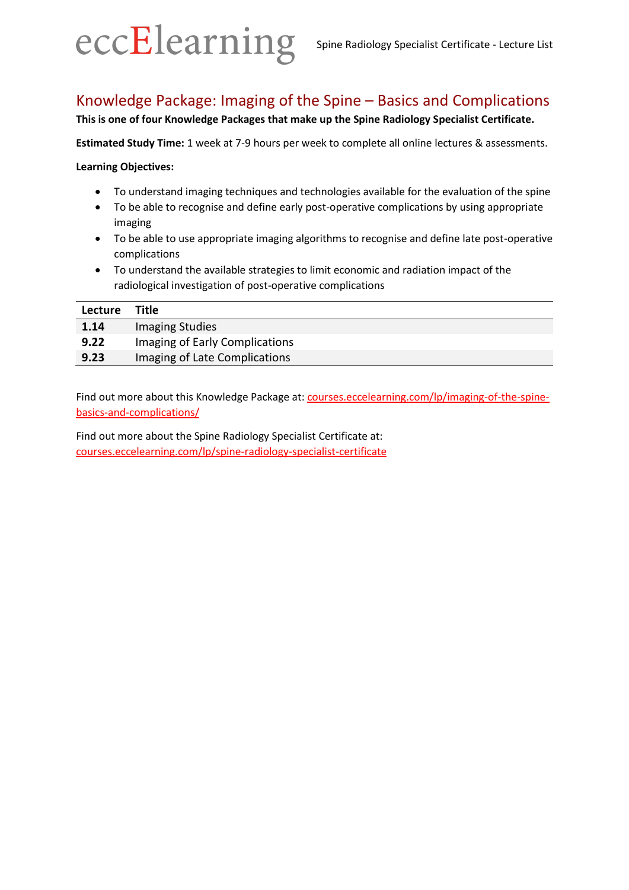## Knowledge Package: Imaging of the Spine – Basics and Complications

**This is one of four Knowledge Packages that make up the Spine Radiology Specialist Certificate.**

**Estimated Study Time:** 1 week at 7-9 hours per week to complete all online lectures & assessments.

**Learning Objectives:**

- To understand imaging techniques and technologies available for the evaluation of the spine
- To be able to recognise and define early post-operative complications by using appropriate imaging
- To be able to use appropriate imaging algorithms to recognise and define late post-operative complications
- To understand the available strategies to limit economic and radiation impact of the radiological investigation of post-operative complications

| Lecture | Title |
|---|---|
| **1.14** | Imaging Studies |
| **9.22** | Imaging of Early Complications |
| **9.23** | Imaging of Late Complications |

Find out more about this Knowledge Package at: courses.eccelearning.com/lp/imaging-of-the-spine-basics-and-complications/

Find out more about the Spine Radiology Specialist Certificate at: courses.eccelearning.com/lp/spine-radiology-specialist-certificate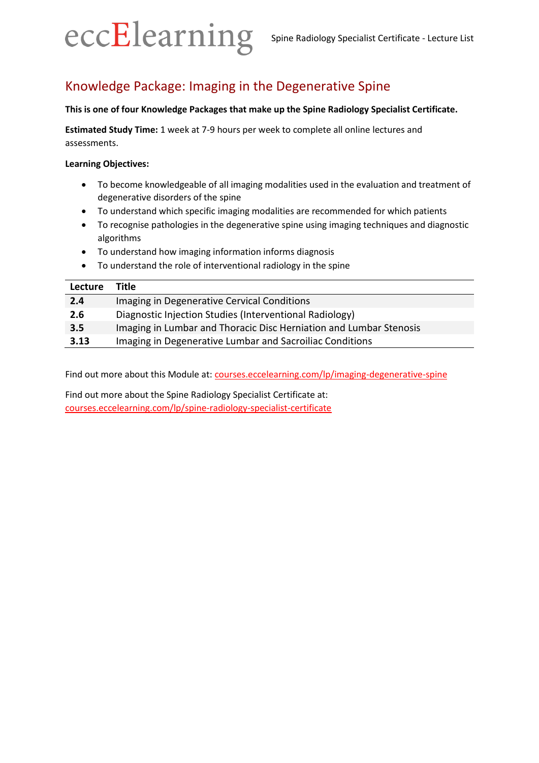# Knowledge Package: Imaging in the Degenerative Spine

**This is one of four Knowledge Packages that make up the Spine Radiology Specialist Certificate.**

**Estimated Study Time:** 1 week at 7-9 hours per week to complete all online lectures and assessments.

**Learning Objectives:**

- To become knowledgeable of all imaging modalities used in the evaluation and treatment of degenerative disorders of the spine
- To understand which specific imaging modalities are recommended for which patients
- To recognise pathologies in the degenerative spine using imaging techniques and diagnostic algorithms
- To understand how imaging information informs diagnosis
- To understand the role of interventional radiology in the spine

| Lecture | Title |
|---|---|
| **2.4** | Imaging in Degenerative Cervical Conditions |
| **2.6** | Diagnostic Injection Studies (Interventional Radiology) |
| **3.5** | Imaging in Lumbar and Thoracic Disc Herniation and Lumbar Stenosis |
| **3.13** | Imaging in Degenerative Lumbar and Sacroiliac Conditions |

Find out more about this Module at: courses.eccelearning.com/lp/imaging-degenerative-spine

Find out more about the Spine Radiology Specialist Certificate at: courses.eccelearning.com/lp/spine-radiology-specialist-certificate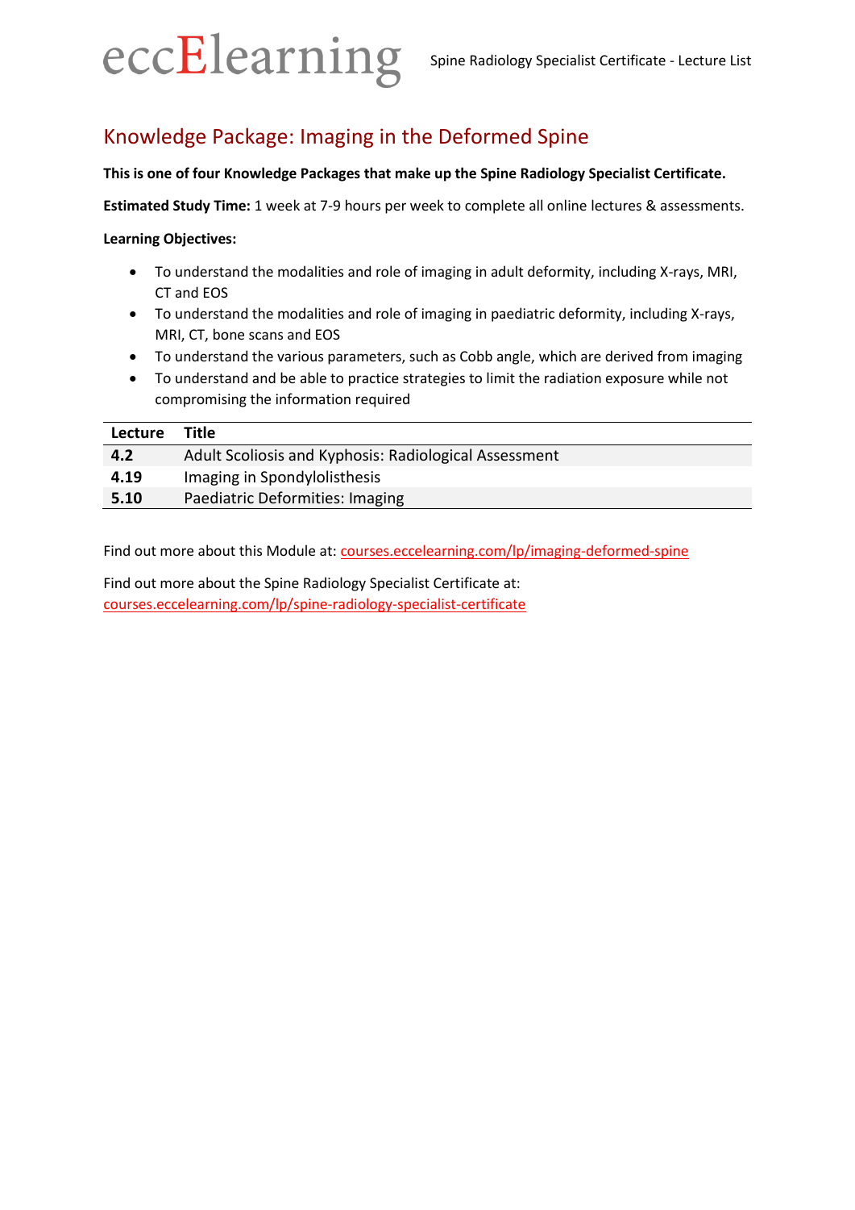## Knowledge Package: Imaging in the Deformed Spine

**This is one of four Knowledge Packages that make up the Spine Radiology Specialist Certificate.**

**Estimated Study Time:** 1 week at 7-9 hours per week to complete all online lectures & assessments.

**Learning Objectives:**

- To understand the modalities and role of imaging in adult deformity, including X-rays, MRI, CT and EOS
- To understand the modalities and role of imaging in paediatric deformity, including X-rays, MRI, CT, bone scans and EOS
- To understand the various parameters, such as Cobb angle, which are derived from imaging
- To understand and be able to practice strategies to limit the radiation exposure while not compromising the information required

| Lecture | Title |
|---|---|
| **4.2** | Adult Scoliosis and Kyphosis: Radiological Assessment |
| **4.19** | Imaging in Spondylolisthesis |
| **5.10** | Paediatric Deformities: Imaging |

Find out more about this Module at: courses.eccelearning.com/lp/imaging-deformed-spine

Find out more about the Spine Radiology Specialist Certificate at: courses.eccelearning.com/lp/spine-radiology-specialist-certificate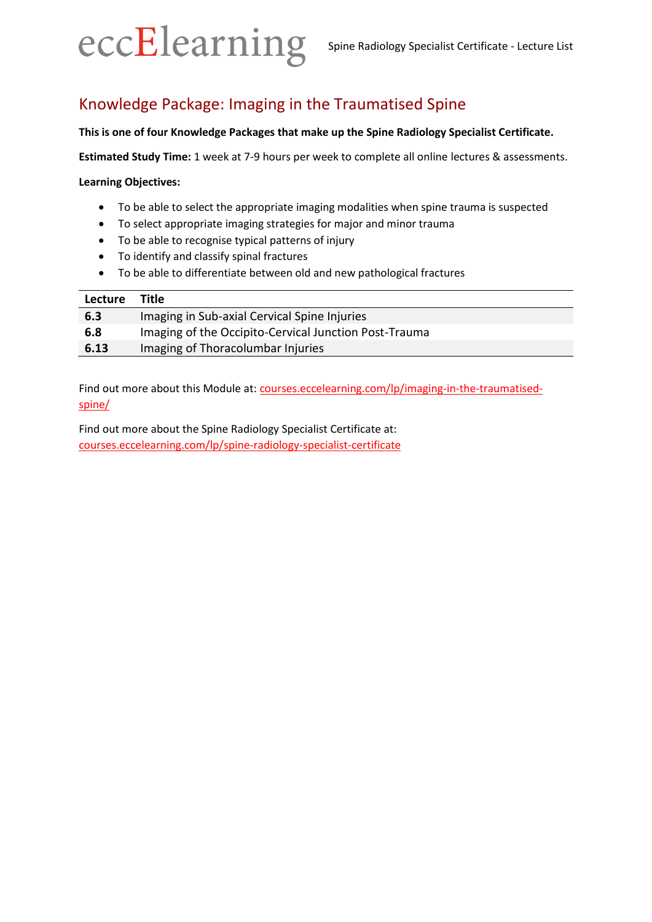## Knowledge Package: Imaging in the Traumatised Spine

**This is one of four Knowledge Packages that make up the Spine Radiology Specialist Certificate.**

**Estimated Study Time:** 1 week at 7-9 hours per week to complete all online lectures & assessments.

**Learning Objectives:**

- To be able to select the appropriate imaging modalities when spine trauma is suspected
- To select appropriate imaging strategies for major and minor trauma
- To be able to recognise typical patterns of injury
- To identify and classify spinal fractures
- To be able to differentiate between old and new pathological fractures

| Lecture | Title |
|---|---|
| **6.3** | Imaging in Sub-axial Cervical Spine Injuries |
| **6.8** | Imaging of the Occipito-Cervical Junction Post-Trauma |
| **6.13** | Imaging of Thoracolumbar Injuries |

Find out more about this Module at: courses.eccelearning.com/lp/imaging-in-the-traumatised-spine/

Find out more about the Spine Radiology Specialist Certificate at: courses.eccelearning.com/lp/spine-radiology-specialist-certificate